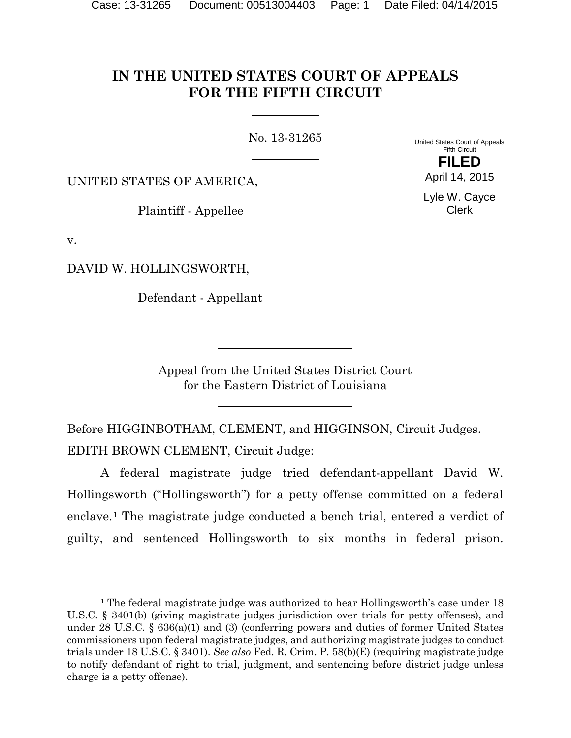# IN THE UNITED STATES COURT OF APPEALS FOR THE FIFTH CIRCUIT

No. 13-31265

United States Court of Appeals
Fifth Circuit

**FILED**

April 14, 2015

Lyle W. Cayce
Clerk

UNITED STATES OF AMERICA,

Plaintiff - Appellee

v.

DAVID W. HOLLINGSWORTH,

Defendant - Appellant

Appeal from the United States District Court
for the Eastern District of Louisiana

Before HIGGINBOTHAM, CLEMENT, and HIGGINSON, Circuit Judges.

EDITH BROWN CLEMENT, Circuit Judge:

A federal magistrate judge tried defendant-appellant David W. Hollingsworth ("Hollingsworth") for a petty offense committed on a federal enclave.[1] The magistrate judge conducted a bench trial, entered a verdict of guilty, and sentenced Hollingsworth to six months in federal prison.

---

[1] The federal magistrate judge was authorized to hear Hollingsworth's case under 18 U.S.C. § 3401(b) (giving magistrate judges jurisdiction over trials for petty offenses), and under 28 U.S.C. § 636(a)(1) and (3) (conferring powers and duties of former United States commissioners upon federal magistrate judges, and authorizing magistrate judges to conduct trials under 18 U.S.C. § 3401). *See also* Fed. R. Crim. P. 58(b)(E) (requiring magistrate judge to notify defendant of right to trial, judgment, and sentencing before district judge unless charge is a petty offense).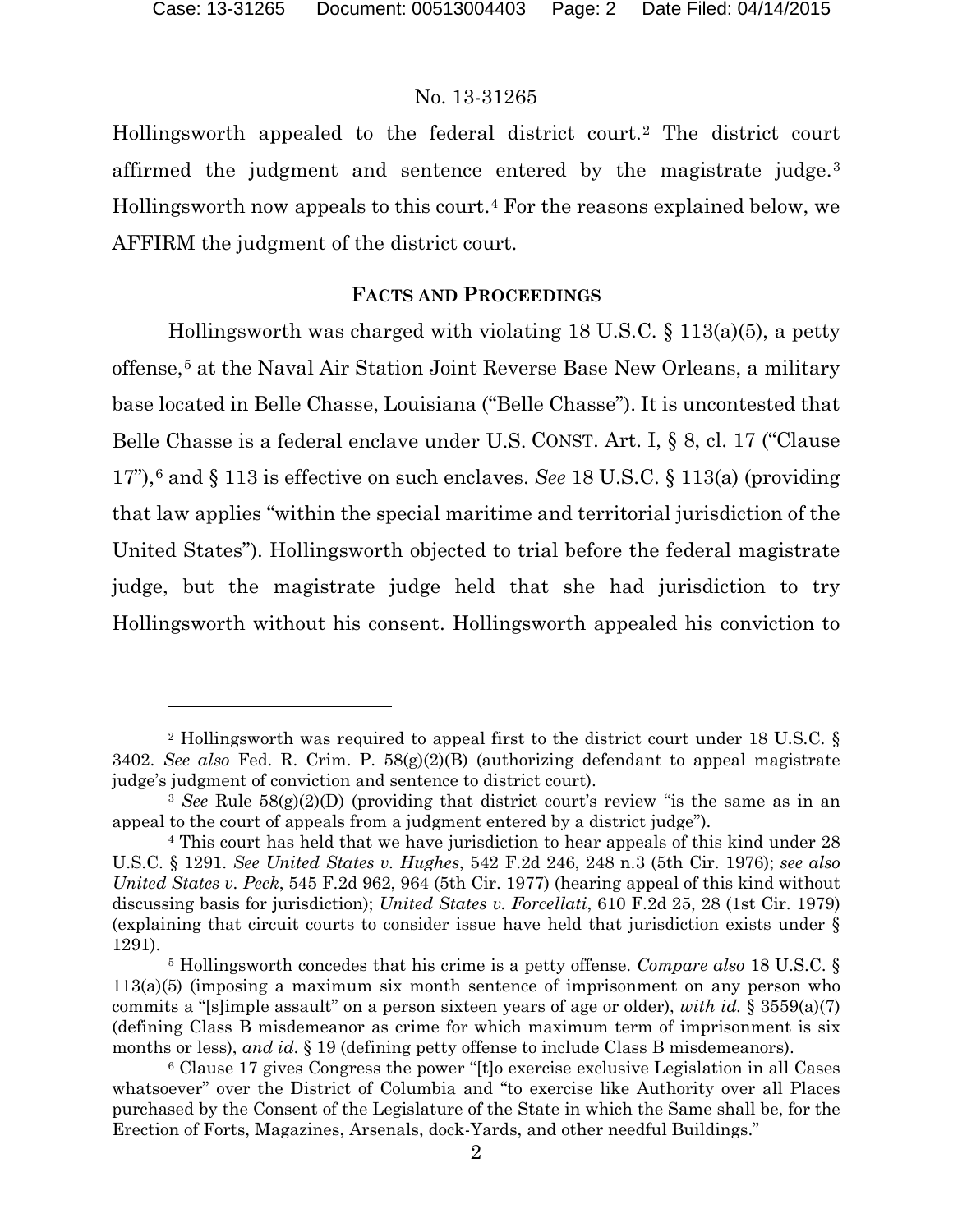Hollingsworth appealed to the federal district court.[2] The district court affirmed the judgment and sentence entered by the magistrate judge.[3] Hollingsworth now appeals to this court.[4] For the reasons explained below, we AFFIRM the judgment of the district court.

## FACTS AND PROCEEDINGS

Hollingsworth was charged with violating 18 U.S.C. § 113(a)(5), a petty offense,[5] at the Naval Air Station Joint Reverse Base New Orleans, a military base located in Belle Chasse, Louisiana ("Belle Chasse"). It is uncontested that Belle Chasse is a federal enclave under U.S. CONST. Art. I, § 8, cl. 17 ("Clause 17"),[6] and § 113 is effective on such enclaves. *See* 18 U.S.C. § 113(a) (providing that law applies "within the special maritime and territorial jurisdiction of the United States"). Hollingsworth objected to trial before the federal magistrate judge, but the magistrate judge held that she had jurisdiction to try Hollingsworth without his consent. Hollingsworth appealed his conviction to

---

[2] Hollingsworth was required to appeal first to the district court under 18 U.S.C. § 3402. *See also* Fed. R. Crim. P. 58(g)(2)(B) (authorizing defendant to appeal magistrate judge's judgment of conviction and sentence to district court).

[3] *See* Rule 58(g)(2)(D) (providing that district court's review "is the same as in an appeal to the court of appeals from a judgment entered by a district judge").

[4] This court has held that we have jurisdiction to hear appeals of this kind under 28 U.S.C. § 1291. *See United States v. Hughes*, 542 F.2d 246, 248 n.3 (5th Cir. 1976); *see also United States v. Peck*, 545 F.2d 962, 964 (5th Cir. 1977) (hearing appeal of this kind without discussing basis for jurisdiction); *United States v. Forcellati*, 610 F.2d 25, 28 (1st Cir. 1979) (explaining that circuit courts to consider issue have held that jurisdiction exists under § 1291).

[5] Hollingsworth concedes that his crime is a petty offense. *Compare also* 18 U.S.C. § 113(a)(5) (imposing a maximum six month sentence of imprisonment on any person who commits a "[s]imple assault" on a person sixteen years of age or older), *with id.* § 3559(a)(7) (defining Class B misdemeanor as crime for which maximum term of imprisonment is six months or less), *and id.* § 19 (defining petty offense to include Class B misdemeanors).

[6] Clause 17 gives Congress the power "[t]o exercise exclusive Legislation in all Cases whatsoever" over the District of Columbia and "to exercise like Authority over all Places purchased by the Consent of the Legislature of the State in which the Same shall be, for the Erection of Forts, Magazines, Arsenals, dock-Yards, and other needful Buildings."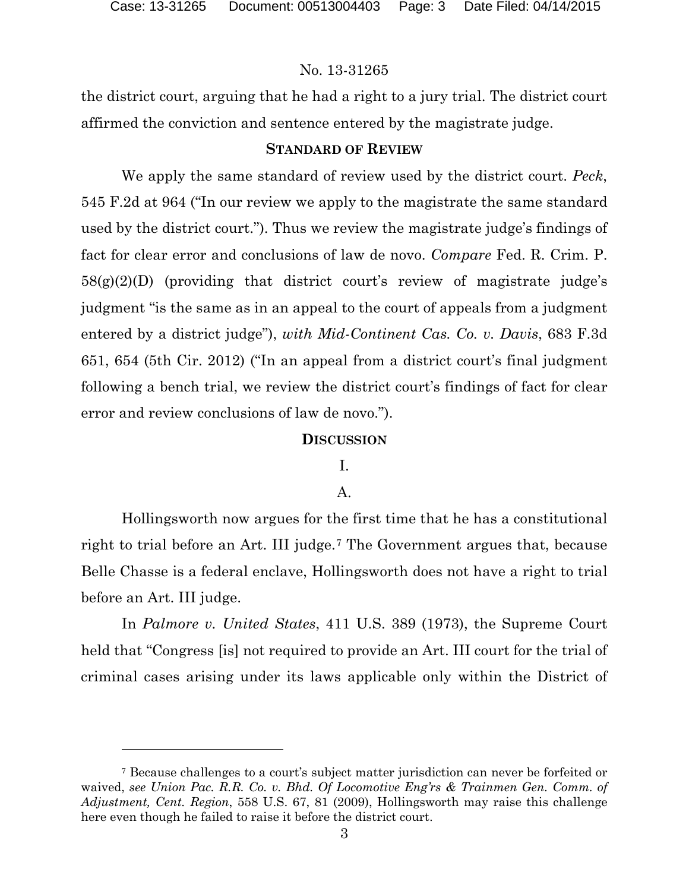the district court, arguing that he had a right to a jury trial. The district court affirmed the conviction and sentence entered by the magistrate judge.

## STANDARD OF REVIEW

We apply the same standard of review used by the district court. *Peck*, 545 F.2d at 964 ("In our review we apply to the magistrate the same standard used by the district court."). Thus we review the magistrate judge's findings of fact for clear error and conclusions of law de novo. *Compare* Fed. R. Crim. P. 58(g)(2)(D) (providing that district court's review of magistrate judge's judgment "is the same as in an appeal to the court of appeals from a judgment entered by a district judge"), *with Mid-Continent Cas. Co. v. Davis*, 683 F.3d 651, 654 (5th Cir. 2012) ("In an appeal from a district court's final judgment following a bench trial, we review the district court's findings of fact for clear error and review conclusions of law de novo.").

## DISCUSSION

### I.

### A.

Hollingsworth now argues for the first time that he has a constitutional right to trial before an Art. III judge.[7] The Government argues that, because Belle Chasse is a federal enclave, Hollingsworth does not have a right to trial before an Art. III judge.

In *Palmore v. United States*, 411 U.S. 389 (1973), the Supreme Court held that "Congress [is] not required to provide an Art. III court for the trial of criminal cases arising under its laws applicable only within the District of

---

[7] Because challenges to a court's subject matter jurisdiction can never be forfeited or waived, *see Union Pac. R.R. Co. v. Bhd. Of Locomotive Eng'rs & Trainmen Gen. Comm. of Adjustment, Cent. Region*, 558 U.S. 67, 81 (2009), Hollingsworth may raise this challenge here even though he failed to raise it before the district court.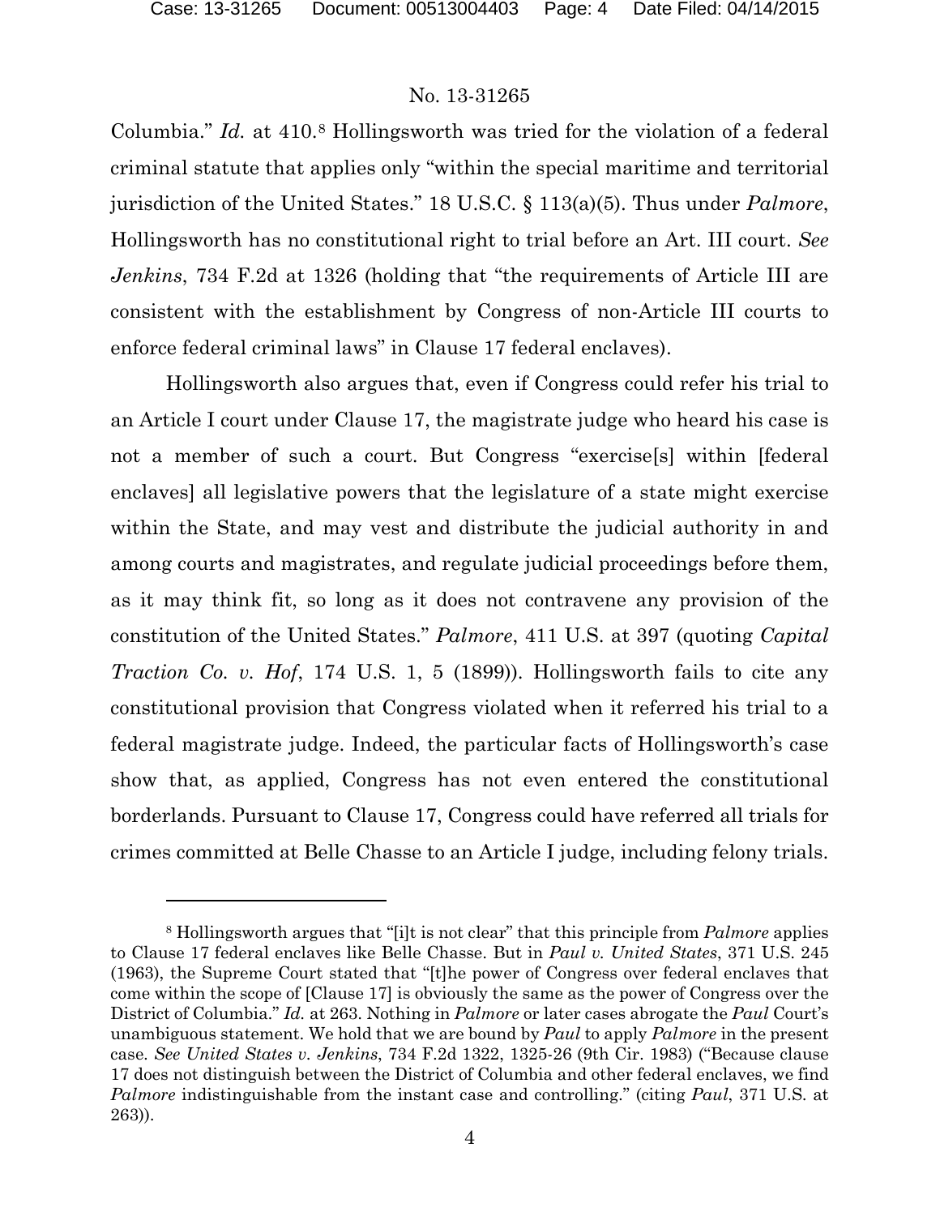Columbia." *Id.* at 410.[8] Hollingsworth was tried for the violation of a federal criminal statute that applies only "within the special maritime and territorial jurisdiction of the United States." 18 U.S.C. § 113(a)(5). Thus under *Palmore*, Hollingsworth has no constitutional right to trial before an Art. III court. *See Jenkins*, 734 F.2d at 1326 (holding that "the requirements of Article III are consistent with the establishment by Congress of non-Article III courts to enforce federal criminal laws" in Clause 17 federal enclaves).

Hollingsworth also argues that, even if Congress could refer his trial to an Article I court under Clause 17, the magistrate judge who heard his case is not a member of such a court. But Congress "exercise[s] within [federal enclaves] all legislative powers that the legislature of a state might exercise within the State, and may vest and distribute the judicial authority in and among courts and magistrates, and regulate judicial proceedings before them, as it may think fit, so long as it does not contravene any provision of the constitution of the United States." *Palmore*, 411 U.S. at 397 (quoting *Capital Traction Co. v. Hof*, 174 U.S. 1, 5 (1899)). Hollingsworth fails to cite any constitutional provision that Congress violated when it referred his trial to a federal magistrate judge. Indeed, the particular facts of Hollingsworth's case show that, as applied, Congress has not even entered the constitutional borderlands. Pursuant to Clause 17, Congress could have referred all trials for crimes committed at Belle Chasse to an Article I judge, including felony trials.

---

[8] Hollingsworth argues that "[i]t is not clear" that this principle from *Palmore* applies to Clause 17 federal enclaves like Belle Chasse. But in *Paul v. United States*, 371 U.S. 245 (1963), the Supreme Court stated that "[t]he power of Congress over federal enclaves that come within the scope of [Clause 17] is obviously the same as the power of Congress over the District of Columbia." *Id.* at 263. Nothing in *Palmore* or later cases abrogate the *Paul* Court's unambiguous statement. We hold that we are bound by *Paul* to apply *Palmore* in the present case. *See United States v. Jenkins*, 734 F.2d 1322, 1325-26 (9th Cir. 1983) ("Because clause 17 does not distinguish between the District of Columbia and other federal enclaves, we find *Palmore* indistinguishable from the instant case and controlling." (citing *Paul*, 371 U.S. at 263)).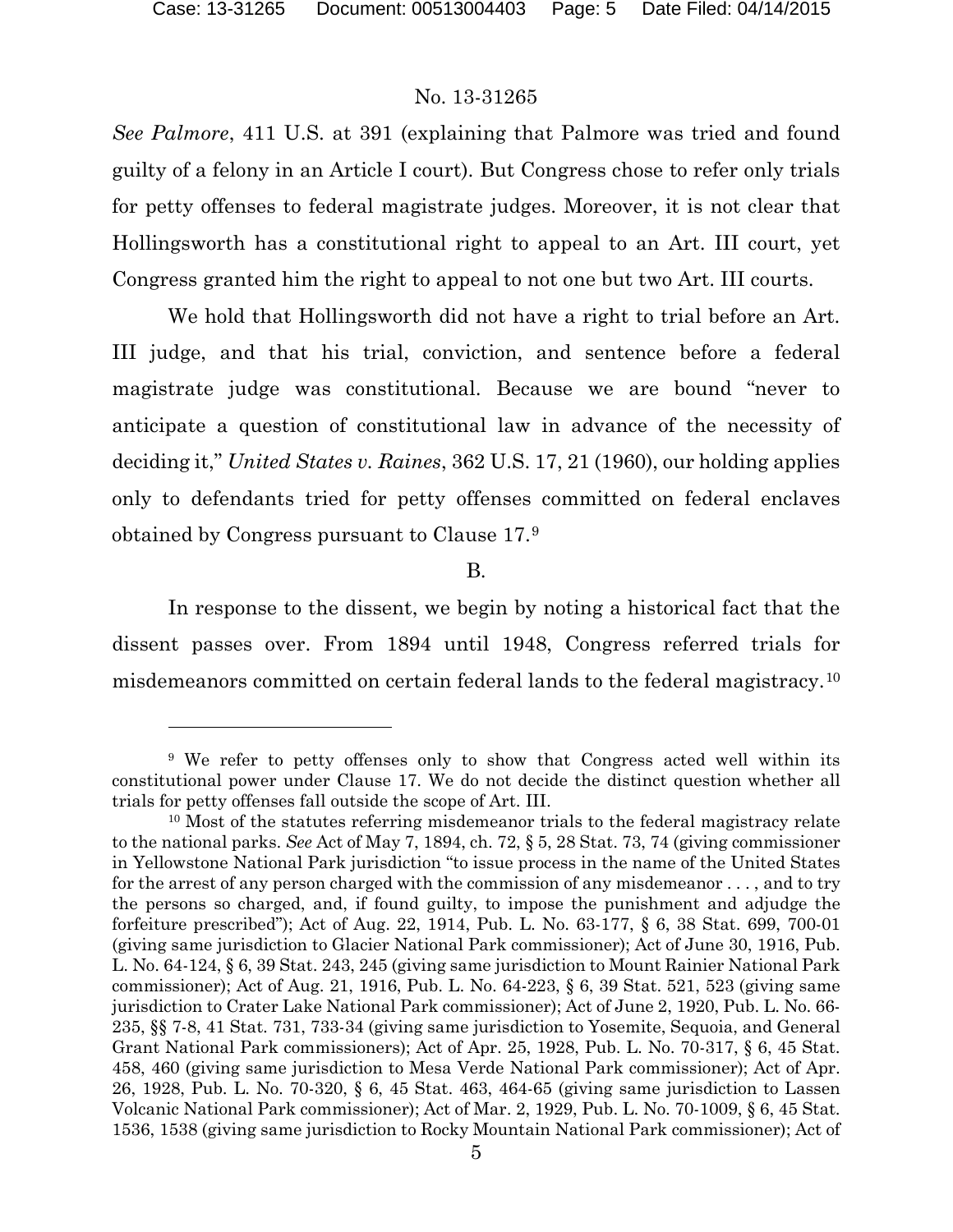*See Palmore*, 411 U.S. at 391 (explaining that Palmore was tried and found guilty of a felony in an Article I court). But Congress chose to refer only trials for petty offenses to federal magistrate judges. Moreover, it is not clear that Hollingsworth has a constitutional right to appeal to an Art. III court, yet Congress granted him the right to appeal to not one but two Art. III courts.

We hold that Hollingsworth did not have a right to trial before an Art. III judge, and that his trial, conviction, and sentence before a federal magistrate judge was constitutional. Because we are bound "never to anticipate a question of constitutional law in advance of the necessity of deciding it," *United States v. Raines*, 362 U.S. 17, 21 (1960), our holding applies only to defendants tried for petty offenses committed on federal enclaves obtained by Congress pursuant to Clause 17.[9]

B.

In response to the dissent, we begin by noting a historical fact that the dissent passes over. From 1894 until 1948, Congress referred trials for misdemeanors committed on certain federal lands to the federal magistracy.[10]

---

[9] We refer to petty offenses only to show that Congress acted well within its constitutional power under Clause 17. We do not decide the distinct question whether all trials for petty offenses fall outside the scope of Art. III.

[10] Most of the statutes referring misdemeanor trials to the federal magistracy relate to the national parks. *See* Act of May 7, 1894, ch. 72, § 5, 28 Stat. 73, 74 (giving commissioner in Yellowstone National Park jurisdiction "to issue process in the name of the United States for the arrest of any person charged with the commission of any misdemeanor . . . , and to try the persons so charged, and, if found guilty, to impose the punishment and adjudge the forfeiture prescribed"); Act of Aug. 22, 1914, Pub. L. No. 63-177, § 6, 38 Stat. 699, 700-01 (giving same jurisdiction to Glacier National Park commissioner); Act of June 30, 1916, Pub. L. No. 64-124, § 6, 39 Stat. 243, 245 (giving same jurisdiction to Mount Rainier National Park commissioner); Act of Aug. 21, 1916, Pub. L. No. 64-223, § 6, 39 Stat. 521, 523 (giving same jurisdiction to Crater Lake National Park commissioner); Act of June 2, 1920, Pub. L. No. 66-235, §§ 7-8, 41 Stat. 731, 733-34 (giving same jurisdiction to Yosemite, Sequoia, and General Grant National Park commissioners); Act of Apr. 25, 1928, Pub. L. No. 70-317, § 6, 45 Stat. 458, 460 (giving same jurisdiction to Mesa Verde National Park commissioner); Act of Apr. 26, 1928, Pub. L. No. 70-320, § 6, 45 Stat. 463, 464-65 (giving same jurisdiction to Lassen Volcanic National Park commissioner); Act of Mar. 2, 1929, Pub. L. No. 70-1009, § 6, 45 Stat. 1536, 1538 (giving same jurisdiction to Rocky Mountain National Park commissioner); Act of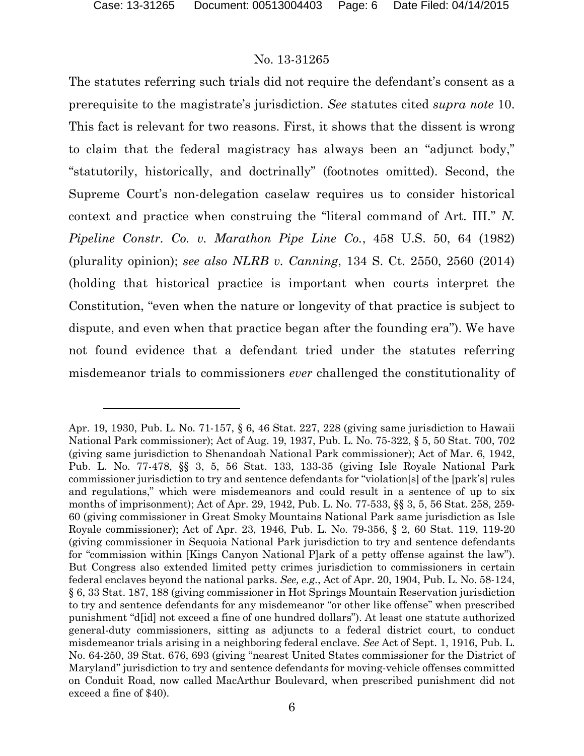The statutes referring such trials did not require the defendant's consent as a prerequisite to the magistrate's jurisdiction. *See* statutes cited *supra note* 10. This fact is relevant for two reasons. First, it shows that the dissent is wrong to claim that the federal magistracy has always been an "adjunct body," "statutorily, historically, and doctrinally" (footnotes omitted). Second, the Supreme Court's non-delegation caselaw requires us to consider historical context and practice when construing the "literal command of Art. III." *N. Pipeline Constr. Co. v. Marathon Pipe Line Co.*, 458 U.S. 50, 64 (1982) (plurality opinion); *see also NLRB v. Canning*, 134 S. Ct. 2550, 2560 (2014) (holding that historical practice is important when courts interpret the Constitution, "even when the nature or longevity of that practice is subject to dispute, and even when that practice began after the founding era"). We have not found evidence that a defendant tried under the statutes referring misdemeanor trials to commissioners *ever* challenged the constitutionality of

---

Apr. 19, 1930, Pub. L. No. 71-157, § 6, 46 Stat. 227, 228 (giving same jurisdiction to Hawaii National Park commissioner); Act of Aug. 19, 1937, Pub. L. No. 75-322, § 5, 50 Stat. 700, 702 (giving same jurisdiction to Shenandoah National Park commissioner); Act of Mar. 6, 1942, Pub. L. No. 77-478, §§ 3, 5, 56 Stat. 133, 133-35 (giving Isle Royale National Park commissioner jurisdiction to try and sentence defendants for "violation[s] of the [park's] rules and regulations," which were misdemeanors and could result in a sentence of up to six months of imprisonment); Act of Apr. 29, 1942, Pub. L. No. 77-533, §§ 3, 5, 56 Stat. 258, 259-60 (giving commissioner in Great Smoky Mountains National Park same jurisdiction as Isle Royale commissioner); Act of Apr. 23, 1946, Pub. L. No. 79-356, § 2, 60 Stat. 119, 119-20 (giving commissioner in Sequoia National Park jurisdiction to try and sentence defendants for "commission within [Kings Canyon National P]ark of a petty offense against the law"). But Congress also extended limited petty crimes jurisdiction to commissioners in certain federal enclaves beyond the national parks. *See, e.g.*, Act of Apr. 20, 1904, Pub. L. No. 58-124, § 6, 33 Stat. 187, 188 (giving commissioner in Hot Springs Mountain Reservation jurisdiction to try and sentence defendants for any misdemeanor "or other like offense" when prescribed punishment "d[id] not exceed a fine of one hundred dollars"). At least one statute authorized general-duty commissioners, sitting as adjuncts to a federal district court, to conduct misdemeanor trials arising in a neighboring federal enclave. *See* Act of Sept. 1, 1916, Pub. L. No. 64-250, 39 Stat. 676, 693 (giving "nearest United States commissioner for the District of Maryland" jurisdiction to try and sentence defendants for moving-vehicle offenses committed on Conduit Road, now called MacArthur Boulevard, when prescribed punishment did not exceed a fine of $40).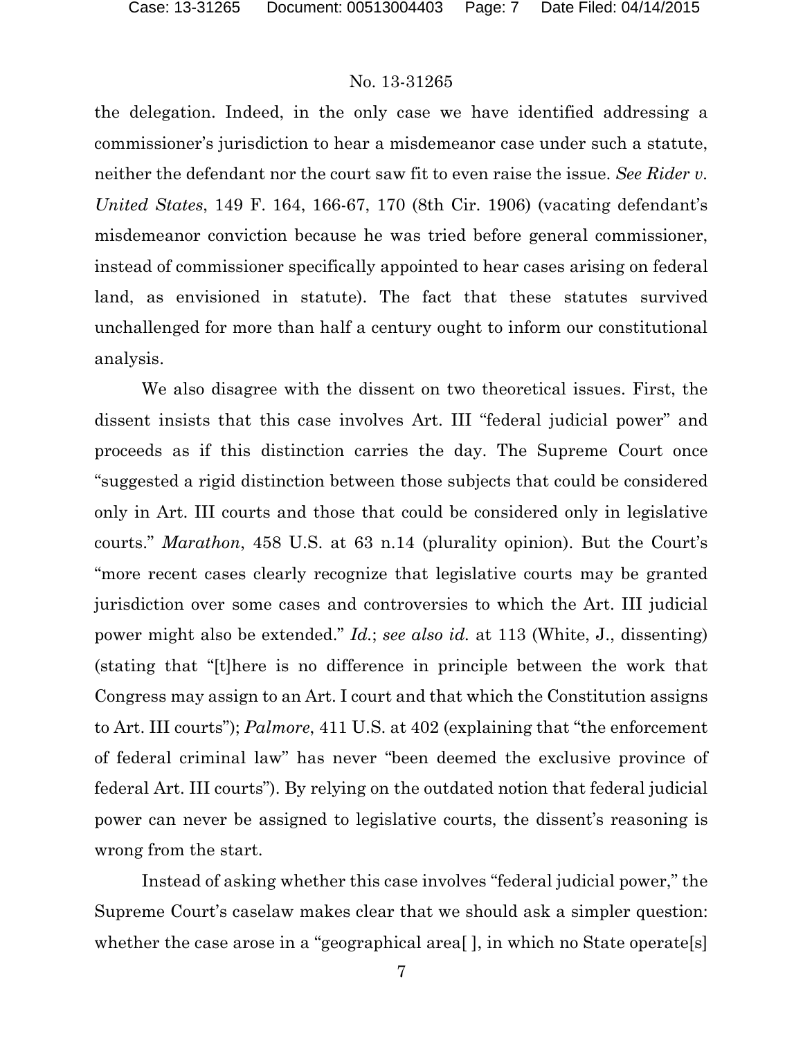the delegation. Indeed, in the only case we have identified addressing a commissioner's jurisdiction to hear a misdemeanor case under such a statute, neither the defendant nor the court saw fit to even raise the issue. *See Rider v. United States*, 149 F. 164, 166-67, 170 (8th Cir. 1906) (vacating defendant's misdemeanor conviction because he was tried before general commissioner, instead of commissioner specifically appointed to hear cases arising on federal land, as envisioned in statute). The fact that these statutes survived unchallenged for more than half a century ought to inform our constitutional analysis.

We also disagree with the dissent on two theoretical issues. First, the dissent insists that this case involves Art. III "federal judicial power" and proceeds as if this distinction carries the day. The Supreme Court once "suggested a rigid distinction between those subjects that could be considered only in Art. III courts and those that could be considered only in legislative courts." *Marathon*, 458 U.S. at 63 n.14 (plurality opinion). But the Court's "more recent cases clearly recognize that legislative courts may be granted jurisdiction over some cases and controversies to which the Art. III judicial power might also be extended." *Id.*; *see also id.* at 113 (White, J., dissenting) (stating that "[t]here is no difference in principle between the work that Congress may assign to an Art. I court and that which the Constitution assigns to Art. III courts"); *Palmore*, 411 U.S. at 402 (explaining that "the enforcement of federal criminal law" has never "been deemed the exclusive province of federal Art. III courts"). By relying on the outdated notion that federal judicial power can never be assigned to legislative courts, the dissent's reasoning is wrong from the start.

Instead of asking whether this case involves "federal judicial power," the Supreme Court's caselaw makes clear that we should ask a simpler question: whether the case arose in a "geographical area[ ], in which no State operate[s]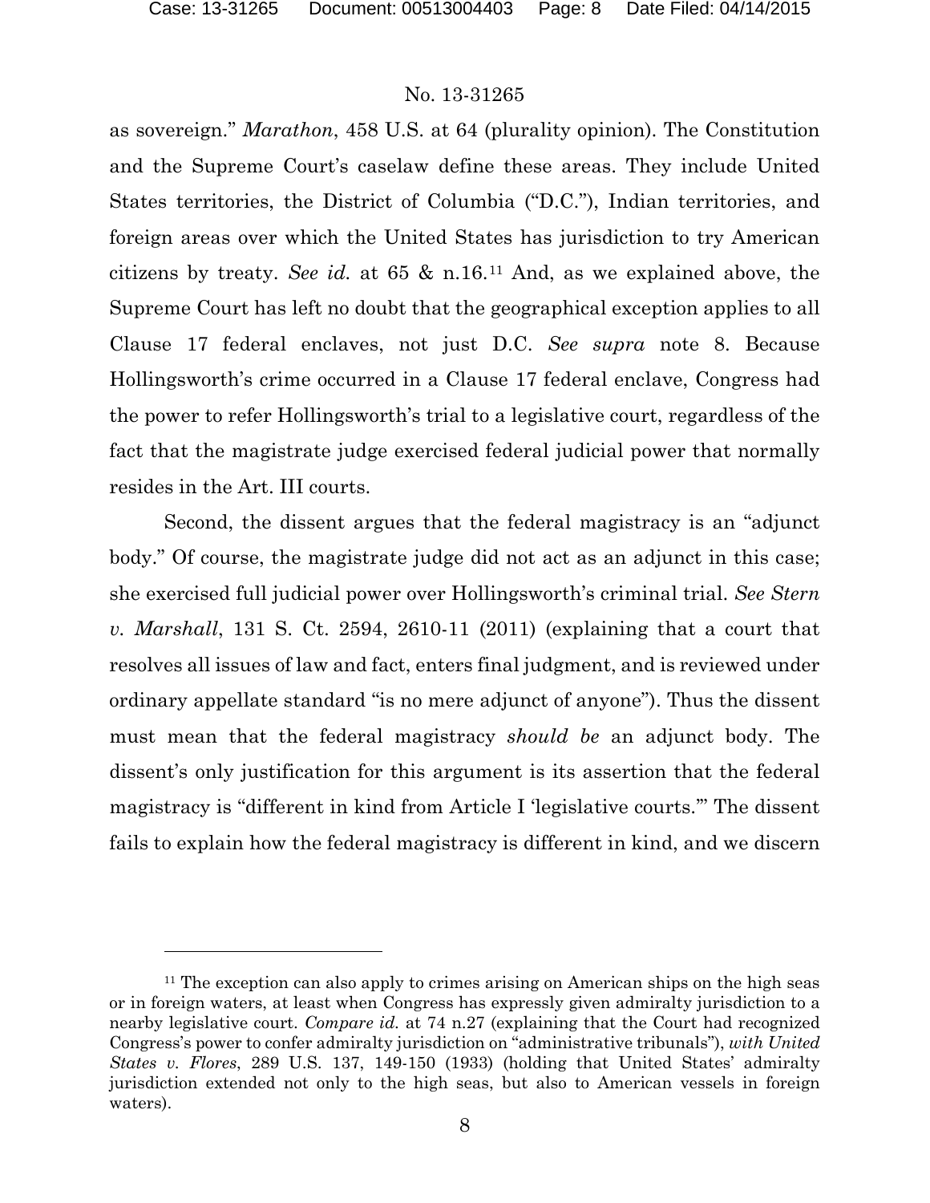as sovereign." *Marathon*, 458 U.S. at 64 (plurality opinion). The Constitution and the Supreme Court's caselaw define these areas. They include United States territories, the District of Columbia ("D.C."), Indian territories, and foreign areas over which the United States has jurisdiction to try American citizens by treaty. *See id.* at 65 & n.16.[11] And, as we explained above, the Supreme Court has left no doubt that the geographical exception applies to all Clause 17 federal enclaves, not just D.C. *See supra* note 8. Because Hollingsworth's crime occurred in a Clause 17 federal enclave, Congress had the power to refer Hollingsworth's trial to a legislative court, regardless of the fact that the magistrate judge exercised federal judicial power that normally resides in the Art. III courts.

Second, the dissent argues that the federal magistracy is an "adjunct body." Of course, the magistrate judge did not act as an adjunct in this case; she exercised full judicial power over Hollingsworth's criminal trial. *See Stern v. Marshall*, 131 S. Ct. 2594, 2610-11 (2011) (explaining that a court that resolves all issues of law and fact, enters final judgment, and is reviewed under ordinary appellate standard "is no mere adjunct of anyone"). Thus the dissent must mean that the federal magistracy *should be* an adjunct body. The dissent's only justification for this argument is its assertion that the federal magistracy is "different in kind from Article I 'legislative courts.'" The dissent fails to explain how the federal magistracy is different in kind, and we discern

[11] The exception can also apply to crimes arising on American ships on the high seas or in foreign waters, at least when Congress has expressly given admiralty jurisdiction to a nearby legislative court. *Compare id.* at 74 n.27 (explaining that the Court had recognized Congress's power to confer admiralty jurisdiction on "administrative tribunals"), *with United States v. Flores*, 289 U.S. 137, 149-150 (1933) (holding that United States' admiralty jurisdiction extended not only to the high seas, but also to American vessels in foreign waters).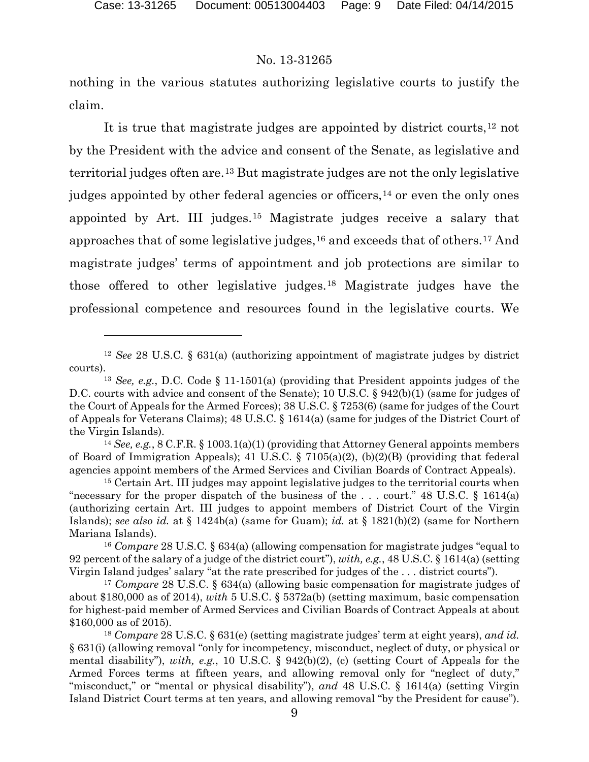nothing in the various statutes authorizing legislative courts to justify the claim.

It is true that magistrate judges are appointed by district courts,[12] not by the President with the advice and consent of the Senate, as legislative and territorial judges often are.[13] But magistrate judges are not the only legislative judges appointed by other federal agencies or officers,[14] or even the only ones appointed by Art. III judges.[15] Magistrate judges receive a salary that approaches that of some legislative judges,[16] and exceeds that of others.[17] And magistrate judges' terms of appointment and job protections are similar to those offered to other legislative judges.[18] Magistrate judges have the professional competence and resources found in the legislative courts. We

---

[12] *See* 28 U.S.C. § 631(a) (authorizing appointment of magistrate judges by district courts).

[13] *See, e.g.*, D.C. Code § 11-1501(a) (providing that President appoints judges of the D.C. courts with advice and consent of the Senate); 10 U.S.C. § 942(b)(1) (same for judges of the Court of Appeals for the Armed Forces); 38 U.S.C. § 7253(6) (same for judges of the Court of Appeals for Veterans Claims); 48 U.S.C. § 1614(a) (same for judges of the District Court of the Virgin Islands).

[14] *See, e.g.*, 8 C.F.R. § 1003.1(a)(1) (providing that Attorney General appoints members of Board of Immigration Appeals); 41 U.S.C. § 7105(a)(2), (b)(2)(B) (providing that federal agencies appoint members of the Armed Services and Civilian Boards of Contract Appeals).

[15] Certain Art. III judges may appoint legislative judges to the territorial courts when "necessary for the proper dispatch of the business of the . . . court." 48 U.S.C. § 1614(a) (authorizing certain Art. III judges to appoint members of District Court of the Virgin Islands); *see also id.* at § 1424b(a) (same for Guam); *id.* at § 1821(b)(2) (same for Northern Mariana Islands).

[16] *Compare* 28 U.S.C. § 634(a) (allowing compensation for magistrate judges "equal to 92 percent of the salary of a judge of the district court"), *with, e.g.*, 48 U.S.C. § 1614(a) (setting Virgin Island judges' salary "at the rate prescribed for judges of the . . . district courts").

[17] *Compare* 28 U.S.C. § 634(a) (allowing basic compensation for magistrate judges of about $180,000 as of 2014), *with* 5 U.S.C. § 5372a(b) (setting maximum, basic compensation for highest-paid member of Armed Services and Civilian Boards of Contract Appeals at about $160,000 as of 2015).

[18] *Compare* 28 U.S.C. § 631(e) (setting magistrate judges' term at eight years), *and id.* § 631(i) (allowing removal "only for incompetency, misconduct, neglect of duty, or physical or mental disability"), *with, e.g.*, 10 U.S.C. § 942(b)(2), (c) (setting Court of Appeals for the Armed Forces terms at fifteen years, and allowing removal only for "neglect of duty," "misconduct," or "mental or physical disability"), *and* 48 U.S.C. § 1614(a) (setting Virgin Island District Court terms at ten years, and allowing removal "by the President for cause").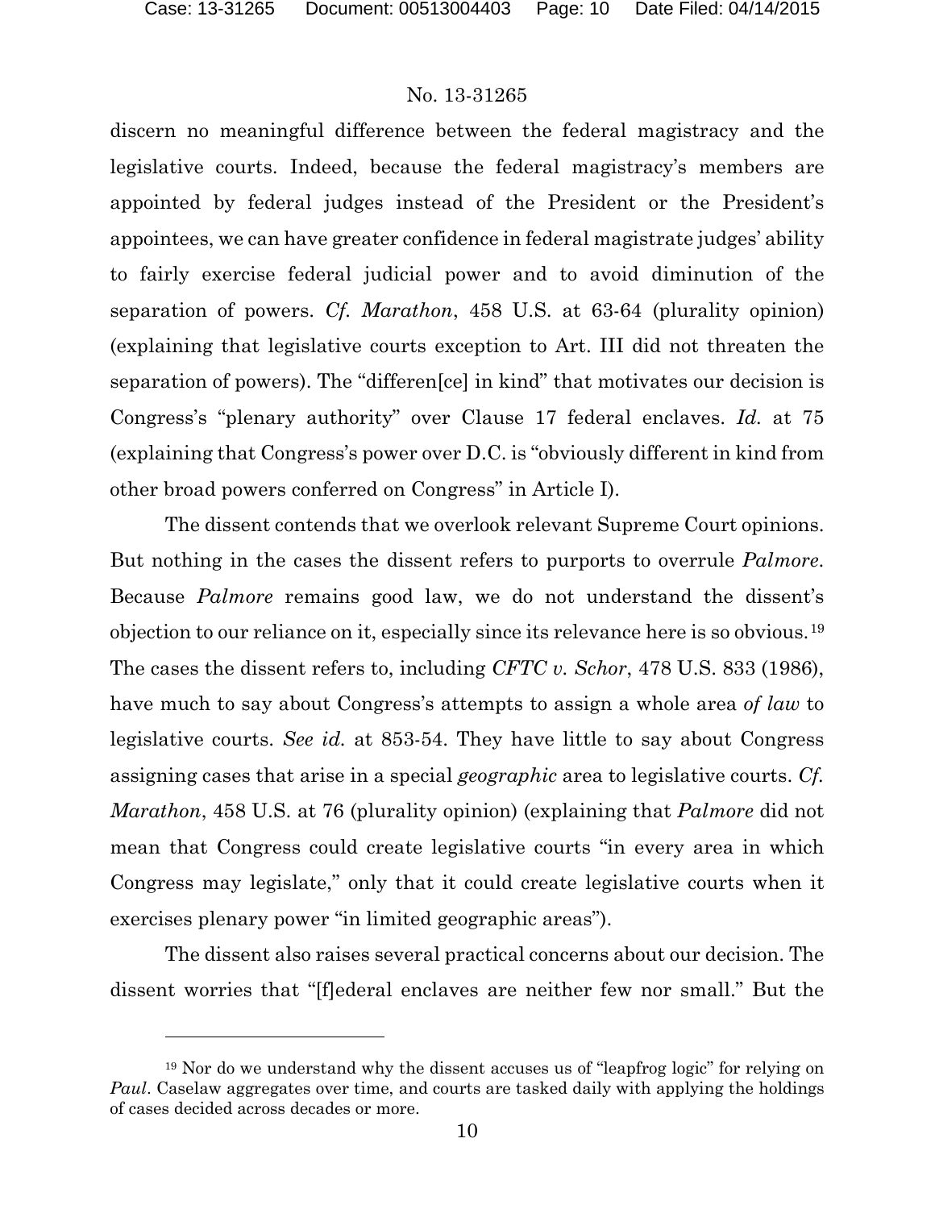discern no meaningful difference between the federal magistracy and the legislative courts. Indeed, because the federal magistracy's members are appointed by federal judges instead of the President or the President's appointees, we can have greater confidence in federal magistrate judges' ability to fairly exercise federal judicial power and to avoid diminution of the separation of powers. *Cf. Marathon*, 458 U.S. at 63-64 (plurality opinion) (explaining that legislative courts exception to Art. III did not threaten the separation of powers). The "differen[ce] in kind" that motivates our decision is Congress's "plenary authority" over Clause 17 federal enclaves. *Id.* at 75 (explaining that Congress's power over D.C. is "obviously different in kind from other broad powers conferred on Congress" in Article I).

The dissent contends that we overlook relevant Supreme Court opinions. But nothing in the cases the dissent refers to purports to overrule *Palmore*. Because *Palmore* remains good law, we do not understand the dissent's objection to our reliance on it, especially since its relevance here is so obvious.[19] The cases the dissent refers to, including *CFTC v. Schor*, 478 U.S. 833 (1986), have much to say about Congress's attempts to assign a whole area *of law* to legislative courts. *See id.* at 853-54. They have little to say about Congress assigning cases that arise in a special *geographic* area to legislative courts. *Cf. Marathon*, 458 U.S. at 76 (plurality opinion) (explaining that *Palmore* did not mean that Congress could create legislative courts "in every area in which Congress may legislate," only that it could create legislative courts when it exercises plenary power "in limited geographic areas").

The dissent also raises several practical concerns about our decision. The dissent worries that "[f]ederal enclaves are neither few nor small." But the

[19] Nor do we understand why the dissent accuses us of "leapfrog logic" for relying on *Paul*. Caselaw aggregates over time, and courts are tasked daily with applying the holdings of cases decided across decades or more.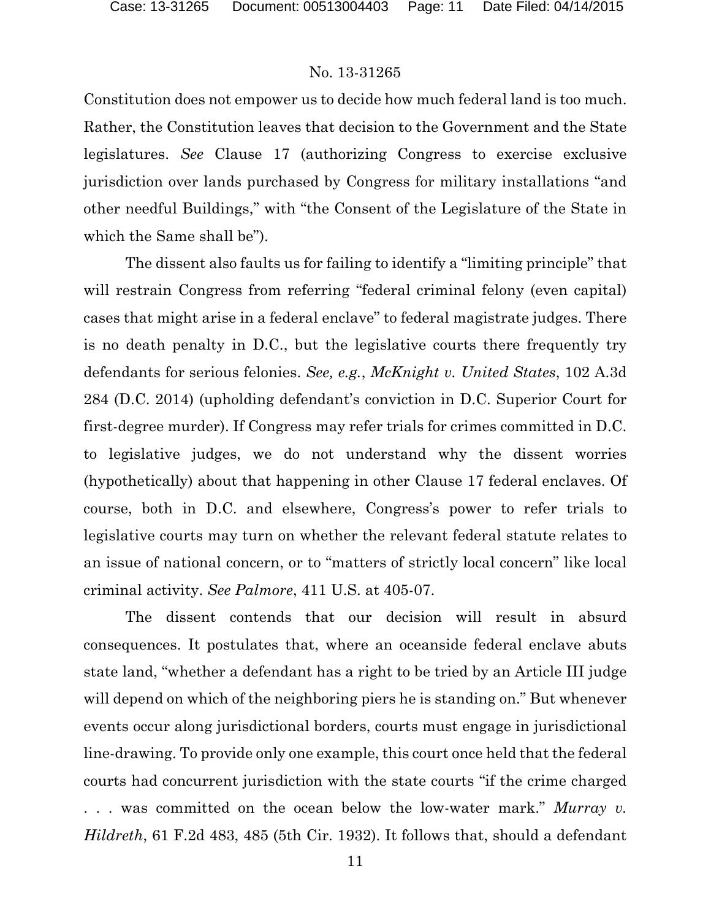Constitution does not empower us to decide how much federal land is too much. Rather, the Constitution leaves that decision to the Government and the State legislatures. *See* Clause 17 (authorizing Congress to exercise exclusive jurisdiction over lands purchased by Congress for military installations "and other needful Buildings," with "the Consent of the Legislature of the State in which the Same shall be").

The dissent also faults us for failing to identify a "limiting principle" that will restrain Congress from referring "federal criminal felony (even capital) cases that might arise in a federal enclave" to federal magistrate judges. There is no death penalty in D.C., but the legislative courts there frequently try defendants for serious felonies. *See, e.g.*, *McKnight v. United States*, 102 A.3d 284 (D.C. 2014) (upholding defendant's conviction in D.C. Superior Court for first-degree murder). If Congress may refer trials for crimes committed in D.C. to legislative judges, we do not understand why the dissent worries (hypothetically) about that happening in other Clause 17 federal enclaves. Of course, both in D.C. and elsewhere, Congress's power to refer trials to legislative courts may turn on whether the relevant federal statute relates to an issue of national concern, or to "matters of strictly local concern" like local criminal activity. *See Palmore*, 411 U.S. at 405-07.

The dissent contends that our decision will result in absurd consequences. It postulates that, where an oceanside federal enclave abuts state land, "whether a defendant has a right to be tried by an Article III judge will depend on which of the neighboring piers he is standing on." But whenever events occur along jurisdictional borders, courts must engage in jurisdictional line-drawing. To provide only one example, this court once held that the federal courts had concurrent jurisdiction with the state courts "if the crime charged . . . was committed on the ocean below the low-water mark." *Murray v. Hildreth*, 61 F.2d 483, 485 (5th Cir. 1932). It follows that, should a defendant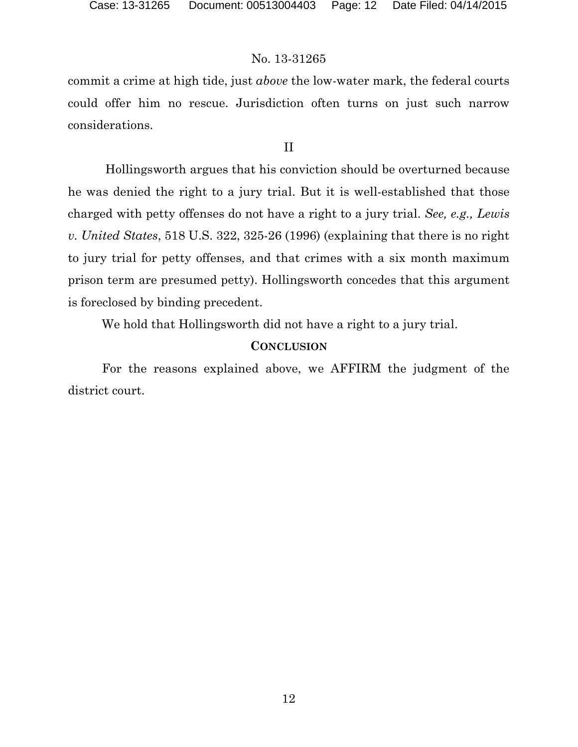commit a crime at high tide, just *above* the low-water mark, the federal courts could offer him no rescue. Jurisdiction often turns on just such narrow considerations.

## II

Hollingsworth argues that his conviction should be overturned because he was denied the right to a jury trial. But it is well-established that those charged with petty offenses do not have a right to a jury trial. *See, e.g., Lewis v. United States*, 518 U.S. 322, 325-26 (1996) (explaining that there is no right to jury trial for petty offenses, and that crimes with a six month maximum prison term are presumed petty). Hollingsworth concedes that this argument is foreclosed by binding precedent.

We hold that Hollingsworth did not have a right to a jury trial.

## CONCLUSION

For the reasons explained above, we AFFIRM the judgment of the district court.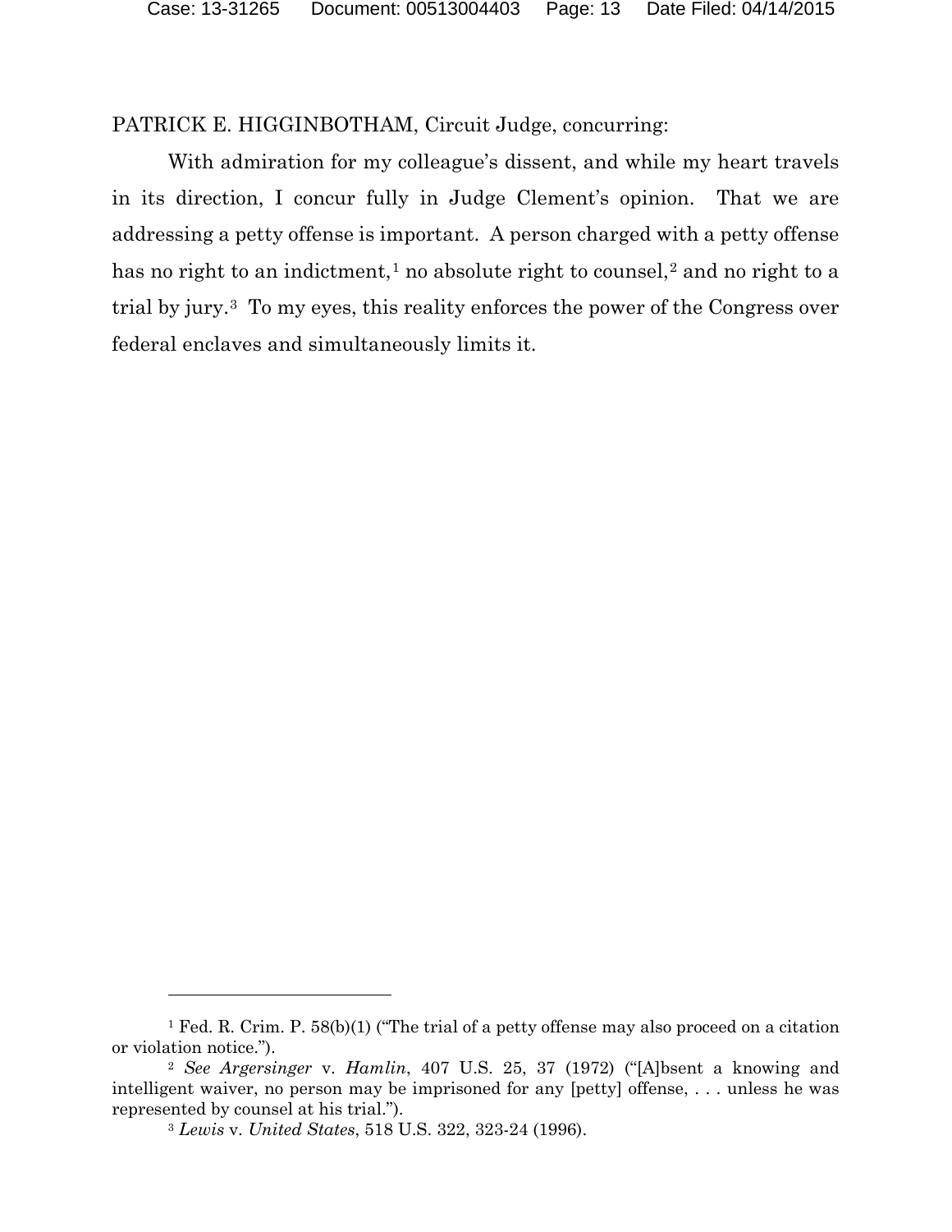PATRICK E. HIGGINBOTHAM, Circuit Judge, concurring:

With admiration for my colleague's dissent, and while my heart travels in its direction, I concur fully in Judge Clement's opinion. That we are addressing a petty offense is important. A person charged with a petty offense has no right to an indictment,[1] no absolute right to counsel,[2] and no right to a trial by jury.[3] To my eyes, this reality enforces the power of the Congress over federal enclaves and simultaneously limits it.

---

[1] Fed. R. Crim. P. 58(b)(1) ("The trial of a petty offense may also proceed on a citation or violation notice.").

[2] *See Argersinger* v. *Hamlin*, 407 U.S. 25, 37 (1972) ("[A]bsent a knowing and intelligent waiver, no person may be imprisoned for any [petty] offense, . . . unless he was represented by counsel at his trial.").

[3] *Lewis* v. *United States*, 518 U.S. 322, 323-24 (1996).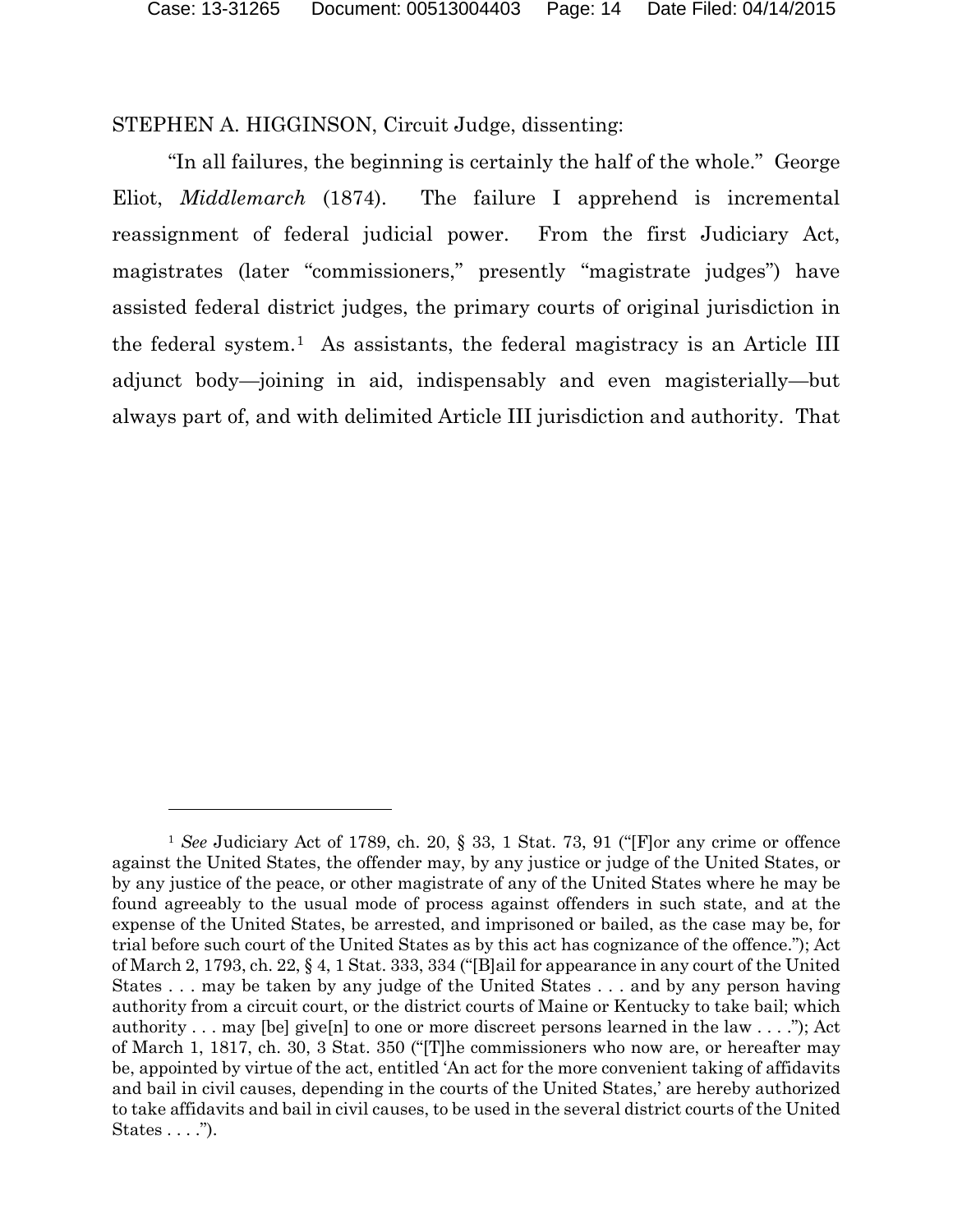STEPHEN A. HIGGINSON, Circuit Judge, dissenting:

"In all failures, the beginning is certainly the half of the whole." George Eliot, *Middlemarch* (1874). The failure I apprehend is incremental reassignment of federal judicial power. From the first Judiciary Act, magistrates (later "commissioners," presently "magistrate judges") have assisted federal district judges, the primary courts of original jurisdiction in the federal system.[1] As assistants, the federal magistracy is an Article III adjunct body—joining in aid, indispensably and even magisterially—but always part of, and with delimited Article III jurisdiction and authority. That

---

[1] *See* Judiciary Act of 1789, ch. 20, § 33, 1 Stat. 73, 91 ("[F]or any crime or offence against the United States, the offender may, by any justice or judge of the United States, or by any justice of the peace, or other magistrate of any of the United States where he may be found agreeably to the usual mode of process against offenders in such state, and at the expense of the United States, be arrested, and imprisoned or bailed, as the case may be, for trial before such court of the United States as by this act has cognizance of the offence."); Act of March 2, 1793, ch. 22, § 4, 1 Stat. 333, 334 ("[B]ail for appearance in any court of the United States . . . may be taken by any judge of the United States . . . and by any person having authority from a circuit court, or the district courts of Maine or Kentucky to take bail; which authority . . . may [be] give[n] to one or more discreet persons learned in the law . . . ."); Act of March 1, 1817, ch. 30, 3 Stat. 350 ("[T]he commissioners who now are, or hereafter may be, appointed by virtue of the act, entitled 'An act for the more convenient taking of affidavits and bail in civil causes, depending in the courts of the United States,' are hereby authorized to take affidavits and bail in civil causes, to be used in the several district courts of the United States . . . .").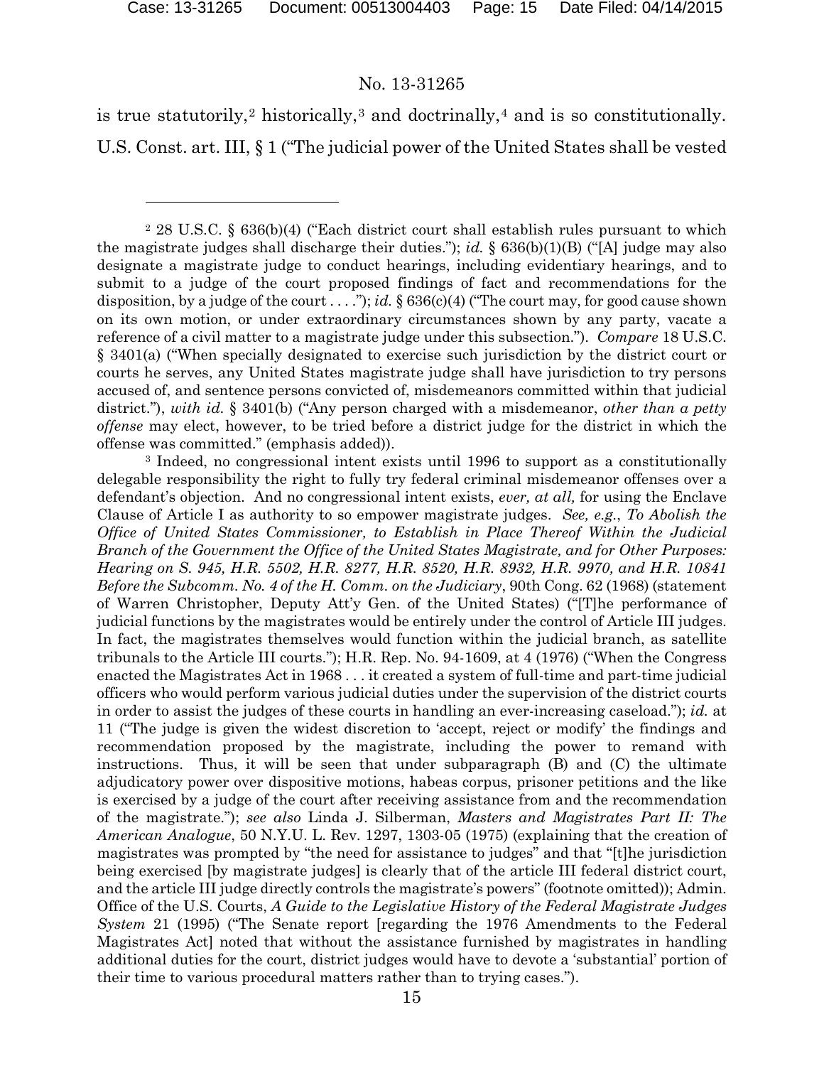is true statutorily,[2] historically,[3] and doctrinally,[4] and is so constitutionally. U.S. Const. art. III, § 1 ("The judicial power of the United States shall be vested

---

[2] 28 U.S.C. § 636(b)(4) ("Each district court shall establish rules pursuant to which the magistrate judges shall discharge their duties."); *id.* § 636(b)(1)(B) ("[A] judge may also designate a magistrate judge to conduct hearings, including evidentiary hearings, and to submit to a judge of the court proposed findings of fact and recommendations for the disposition, by a judge of the court . . . ."); *id.* § 636(c)(4) ("The court may, for good cause shown on its own motion, or under extraordinary circumstances shown by any party, vacate a reference of a civil matter to a magistrate judge under this subsection."). *Compare* 18 U.S.C. § 3401(a) ("When specially designated to exercise such jurisdiction by the district court or courts he serves, any United States magistrate judge shall have jurisdiction to try persons accused of, and sentence persons convicted of, misdemeanors committed within that judicial district."), *with id.* § 3401(b) ("Any person charged with a misdemeanor, *other than a petty offense* may elect, however, to be tried before a district judge for the district in which the offense was committed." (emphasis added)).

[3] Indeed, no congressional intent exists until 1996 to support as a constitutionally delegable responsibility the right to fully try federal criminal misdemeanor offenses over a defendant's objection. And no congressional intent exists, *ever, at all,* for using the Enclave Clause of Article I as authority to so empower magistrate judges. *See, e.g.*, *To Abolish the Office of United States Commissioner, to Establish in Place Thereof Within the Judicial Branch of the Government the Office of the United States Magistrate, and for Other Purposes: Hearing on S. 945, H.R. 5502, H.R. 8277, H.R. 8520, H.R. 8932, H.R. 9970, and H.R. 10841 Before the Subcomm. No. 4 of the H. Comm. on the Judiciary*, 90th Cong. 62 (1968) (statement of Warren Christopher, Deputy Att'y Gen. of the United States) ("[T]he performance of judicial functions by the magistrates would be entirely under the control of Article III judges. In fact, the magistrates themselves would function within the judicial branch, as satellite tribunals to the Article III courts."); H.R. Rep. No. 94-1609, at 4 (1976) ("When the Congress enacted the Magistrates Act in 1968 . . . it created a system of full-time and part-time judicial officers who would perform various judicial duties under the supervision of the district courts in order to assist the judges of these courts in handling an ever-increasing caseload."); *id.* at 11 ("The judge is given the widest discretion to 'accept, reject or modify' the findings and recommendation proposed by the magistrate, including the power to remand with instructions. Thus, it will be seen that under subparagraph (B) and (C) the ultimate adjudicatory power over dispositive motions, habeas corpus, prisoner petitions and the like is exercised by a judge of the court after receiving assistance from and the recommendation of the magistrate."); *see also* Linda J. Silberman, *Masters and Magistrates Part II: The American Analogue*, 50 N.Y.U. L. Rev. 1297, 1303-05 (1975) (explaining that the creation of magistrates was prompted by "the need for assistance to judges" and that "[t]he jurisdiction being exercised [by magistrate judges] is clearly that of the article III federal district court, and the article III judge directly controls the magistrate's powers" (footnote omitted)); Admin. Office of the U.S. Courts, *A Guide to the Legislative History of the Federal Magistrate Judges System* 21 (1995) ("The Senate report [regarding the 1976 Amendments to the Federal Magistrates Act] noted that without the assistance furnished by magistrates in handling additional duties for the court, district judges would have to devote a 'substantial' portion of their time to various procedural matters rather than to trying cases.").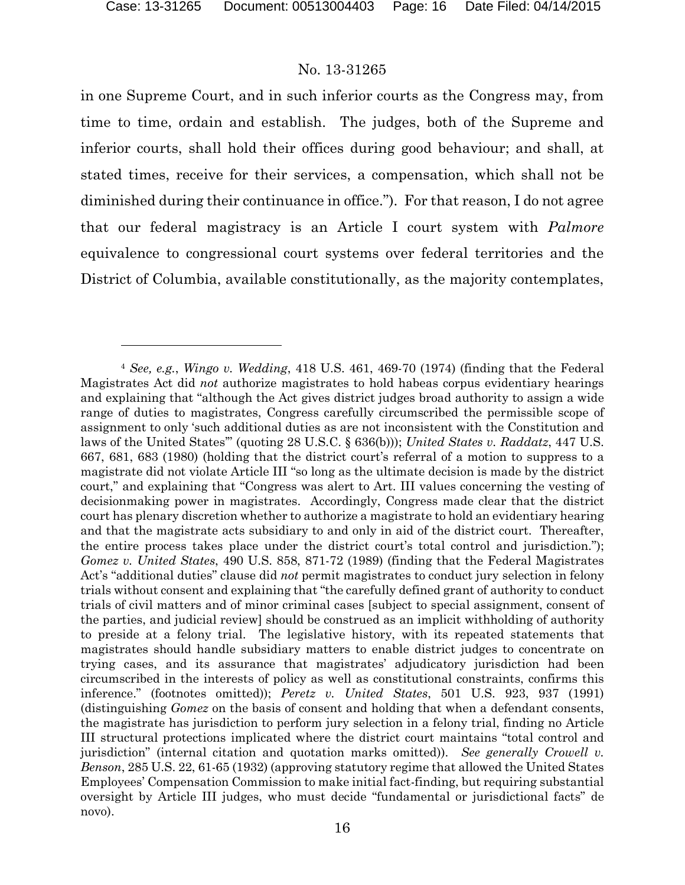in one Supreme Court, and in such inferior courts as the Congress may, from time to time, ordain and establish. The judges, both of the Supreme and inferior courts, shall hold their offices during good behaviour; and shall, at stated times, receive for their services, a compensation, which shall not be diminished during their continuance in office."). For that reason, I do not agree that our federal magistracy is an Article I court system with *Palmore* equivalence to congressional court systems over federal territories and the District of Columbia, available constitutionally, as the majority contemplates,

---

[4] *See, e.g.*, *Wingo v. Wedding*, 418 U.S. 461, 469-70 (1974) (finding that the Federal Magistrates Act did *not* authorize magistrates to hold habeas corpus evidentiary hearings and explaining that "although the Act gives district judges broad authority to assign a wide range of duties to magistrates, Congress carefully circumscribed the permissible scope of assignment to only 'such additional duties as are not inconsistent with the Constitution and laws of the United States'" (quoting 28 U.S.C. § 636(b))); *United States v. Raddatz*, 447 U.S. 667, 681, 683 (1980) (holding that the district court's referral of a motion to suppress to a magistrate did not violate Article III "so long as the ultimate decision is made by the district court," and explaining that "Congress was alert to Art. III values concerning the vesting of decisionmaking power in magistrates. Accordingly, Congress made clear that the district court has plenary discretion whether to authorize a magistrate to hold an evidentiary hearing and that the magistrate acts subsidiary to and only in aid of the district court. Thereafter, the entire process takes place under the district court's total control and jurisdiction."); *Gomez v. United States*, 490 U.S. 858, 871-72 (1989) (finding that the Federal Magistrates Act's "additional duties" clause did *not* permit magistrates to conduct jury selection in felony trials without consent and explaining that "the carefully defined grant of authority to conduct trials of civil matters and of minor criminal cases [subject to special assignment, consent of the parties, and judicial review] should be construed as an implicit withholding of authority to preside at a felony trial. The legislative history, with its repeated statements that magistrates should handle subsidiary matters to enable district judges to concentrate on trying cases, and its assurance that magistrates' adjudicatory jurisdiction had been circumscribed in the interests of policy as well as constitutional constraints, confirms this inference." (footnotes omitted)); *Peretz v. United States*, 501 U.S. 923, 937 (1991) (distinguishing *Gomez* on the basis of consent and holding that when a defendant consents, the magistrate has jurisdiction to perform jury selection in a felony trial, finding no Article III structural protections implicated where the district court maintains "total control and jurisdiction" (internal citation and quotation marks omitted)). *See generally Crowell v. Benson*, 285 U.S. 22, 61-65 (1932) (approving statutory regime that allowed the United States Employees' Compensation Commission to make initial fact-finding, but requiring substantial oversight by Article III judges, who must decide "fundamental or jurisdictional facts" de novo).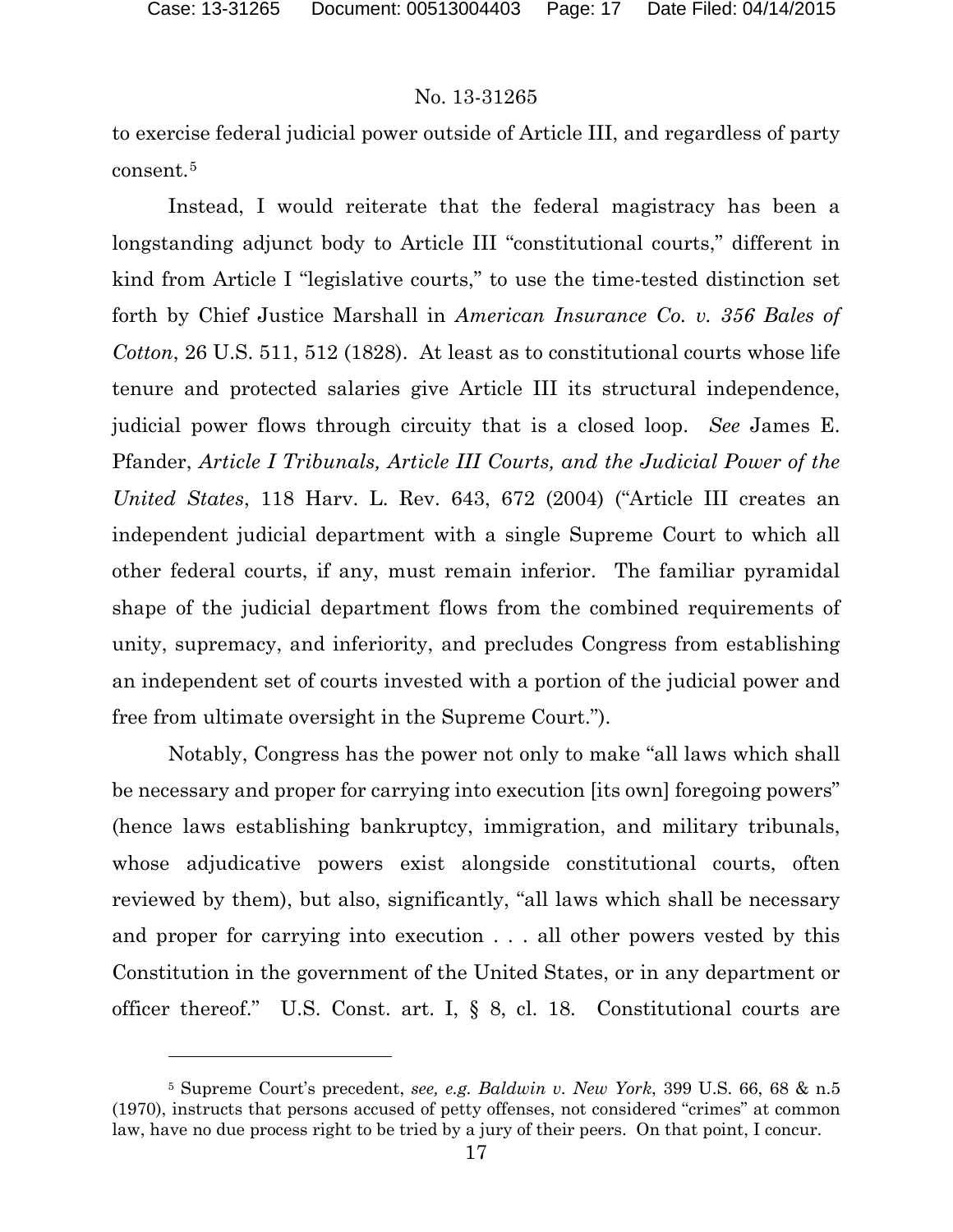to exercise federal judicial power outside of Article III, and regardless of party consent.[5]

Instead, I would reiterate that the federal magistracy has been a longstanding adjunct body to Article III "constitutional courts," different in kind from Article I "legislative courts," to use the time-tested distinction set forth by Chief Justice Marshall in *American Insurance Co. v. 356 Bales of Cotton*, 26 U.S. 511, 512 (1828). At least as to constitutional courts whose life tenure and protected salaries give Article III its structural independence, judicial power flows through circuity that is a closed loop. *See* James E. Pfander, *Article I Tribunals, Article III Courts, and the Judicial Power of the United States*, 118 Harv. L. Rev. 643, 672 (2004) ("Article III creates an independent judicial department with a single Supreme Court to which all other federal courts, if any, must remain inferior. The familiar pyramidal shape of the judicial department flows from the combined requirements of unity, supremacy, and inferiority, and precludes Congress from establishing an independent set of courts invested with a portion of the judicial power and free from ultimate oversight in the Supreme Court.").

Notably, Congress has the power not only to make "all laws which shall be necessary and proper for carrying into execution [its own] foregoing powers" (hence laws establishing bankruptcy, immigration, and military tribunals, whose adjudicative powers exist alongside constitutional courts, often reviewed by them), but also, significantly, "all laws which shall be necessary and proper for carrying into execution . . . all other powers vested by this Constitution in the government of the United States, or in any department or officer thereof." U.S. Const. art. I, § 8, cl. 18. Constitutional courts are

---

[5] Supreme Court's precedent, *see, e.g. Baldwin v. New York*, 399 U.S. 66, 68 & n.5 (1970), instructs that persons accused of petty offenses, not considered "crimes" at common law, have no due process right to be tried by a jury of their peers. On that point, I concur.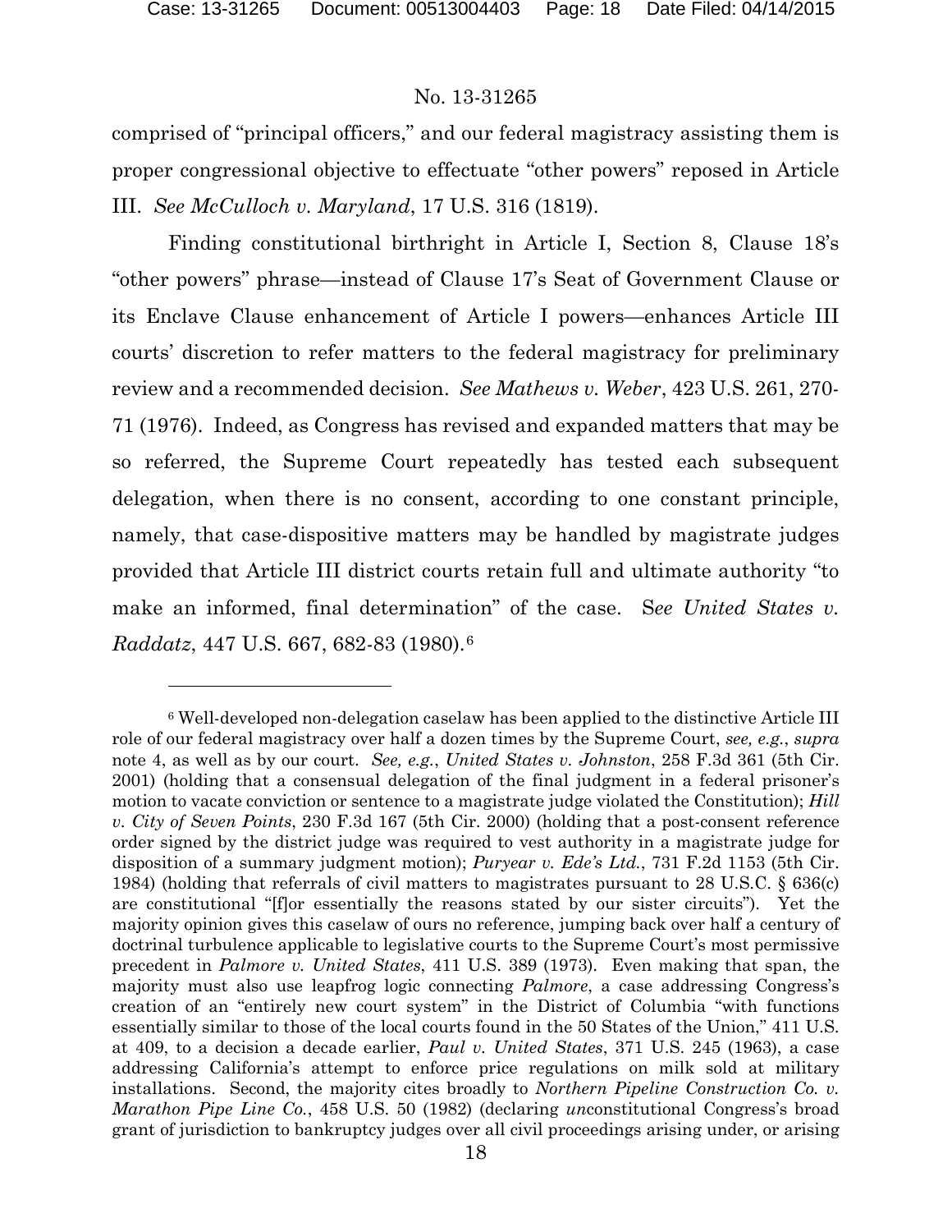comprised of "principal officers," and our federal magistracy assisting them is proper congressional objective to effectuate "other powers" reposed in Article III. *See McCulloch v. Maryland*, 17 U.S. 316 (1819).

Finding constitutional birthright in Article I, Section 8, Clause 18's "other powers" phrase—instead of Clause 17's Seat of Government Clause or its Enclave Clause enhancement of Article I powers—enhances Article III courts' discretion to refer matters to the federal magistracy for preliminary review and a recommended decision. *See Mathews v. Weber*, 423 U.S. 261, 270-71 (1976). Indeed, as Congress has revised and expanded matters that may be so referred, the Supreme Court repeatedly has tested each subsequent delegation, when there is no consent, according to one constant principle, namely, that case-dispositive matters may be handled by magistrate judges provided that Article III district courts retain full and ultimate authority "to make an informed, final determination" of the case. S*ee United States v. Raddatz*, 447 U.S. 667, 682-83 (1980).[6]

---

[6] Well-developed non-delegation caselaw has been applied to the distinctive Article III role of our federal magistracy over half a dozen times by the Supreme Court, *see, e.g.*, *supra* note 4, as well as by our court. *See, e.g.*, *United States v. Johnston*, 258 F.3d 361 (5th Cir. 2001) (holding that a consensual delegation of the final judgment in a federal prisoner's motion to vacate conviction or sentence to a magistrate judge violated the Constitution); *Hill v. City of Seven Points*, 230 F.3d 167 (5th Cir. 2000) (holding that a post-consent reference order signed by the district judge was required to vest authority in a magistrate judge for disposition of a summary judgment motion); *Puryear v. Ede's Ltd.*, 731 F.2d 1153 (5th Cir. 1984) (holding that referrals of civil matters to magistrates pursuant to 28 U.S.C. § 636(c) are constitutional "[f]or essentially the reasons stated by our sister circuits"). Yet the majority opinion gives this caselaw of ours no reference, jumping back over half a century of doctrinal turbulence applicable to legislative courts to the Supreme Court's most permissive precedent in *Palmore v. United States*, 411 U.S. 389 (1973). Even making that span, the majority must also use leapfrog logic connecting *Palmore*, a case addressing Congress's creation of an "entirely new court system" in the District of Columbia "with functions essentially similar to those of the local courts found in the 50 States of the Union," 411 U.S. at 409, to a decision a decade earlier, *Paul v. United States*, 371 U.S. 245 (1963), a case addressing California's attempt to enforce price regulations on milk sold at military installations. Second, the majority cites broadly to *Northern Pipeline Construction Co. v. Marathon Pipe Line Co.*, 458 U.S. 50 (1982) (declaring *un*constitutional Congress's broad grant of jurisdiction to bankruptcy judges over all civil proceedings arising under, or arising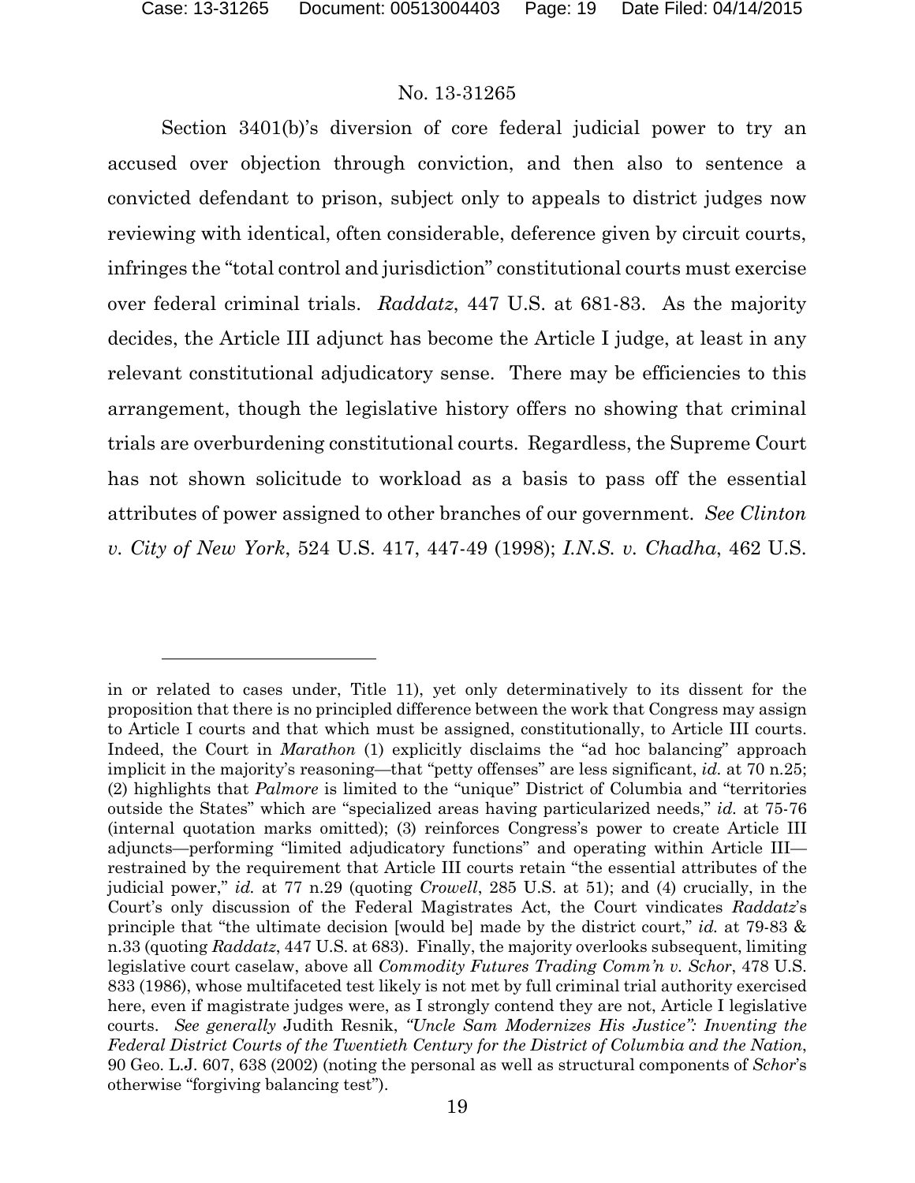Section 3401(b)'s diversion of core federal judicial power to try an accused over objection through conviction, and then also to sentence a convicted defendant to prison, subject only to appeals to district judges now reviewing with identical, often considerable, deference given by circuit courts, infringes the "total control and jurisdiction" constitutional courts must exercise over federal criminal trials. *Raddatz*, 447 U.S. at 681-83. As the majority decides, the Article III adjunct has become the Article I judge, at least in any relevant constitutional adjudicatory sense. There may be efficiencies to this arrangement, though the legislative history offers no showing that criminal trials are overburdening constitutional courts. Regardless, the Supreme Court has not shown solicitude to workload as a basis to pass off the essential attributes of power assigned to other branches of our government. *See Clinton v. City of New York*, 524 U.S. 417, 447-49 (1998); *I.N.S. v. Chadha*, 462 U.S.

---

in or related to cases under, Title 11), yet only determinatively to its dissent for the proposition that there is no principled difference between the work that Congress may assign to Article I courts and that which must be assigned, constitutionally, to Article III courts. Indeed, the Court in *Marathon* (1) explicitly disclaims the "ad hoc balancing" approach implicit in the majority's reasoning—that "petty offenses" are less significant, *id.* at 70 n.25; (2) highlights that *Palmore* is limited to the "unique" District of Columbia and "territories outside the States" which are "specialized areas having particularized needs," *id.* at 75-76 (internal quotation marks omitted); (3) reinforces Congress's power to create Article III adjuncts—performing "limited adjudicatory functions" and operating within Article III—restrained by the requirement that Article III courts retain "the essential attributes of the judicial power," *id.* at 77 n.29 (quoting *Crowell*, 285 U.S. at 51); and (4) crucially, in the Court's only discussion of the Federal Magistrates Act, the Court vindicates *Raddatz*'s principle that "the ultimate decision [would be] made by the district court," *id.* at 79-83 & n.33 (quoting *Raddatz*, 447 U.S. at 683). Finally, the majority overlooks subsequent, limiting legislative court caselaw, above all *Commodity Futures Trading Comm'n v. Schor*, 478 U.S. 833 (1986), whose multifaceted test likely is not met by full criminal trial authority exercised here, even if magistrate judges were, as I strongly contend they are not, Article I legislative courts. *See generally* Judith Resnik, *"Uncle Sam Modernizes His Justice": Inventing the Federal District Courts of the Twentieth Century for the District of Columbia and the Nation*, 90 Geo. L.J. 607, 638 (2002) (noting the personal as well as structural components of *Schor*'s otherwise "forgiving balancing test").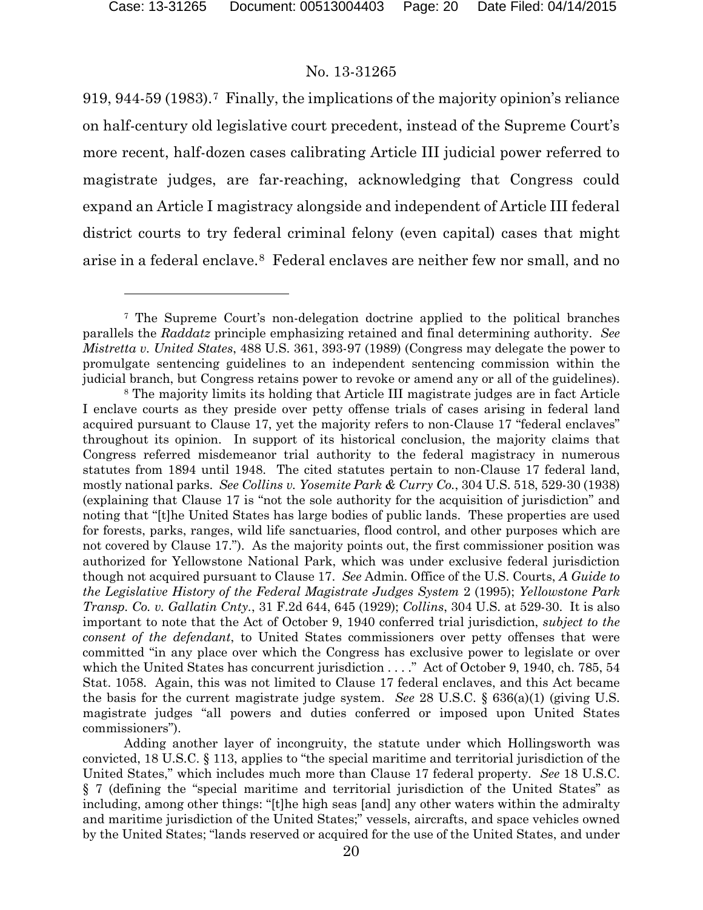919, 944-59 (1983).[7] Finally, the implications of the majority opinion's reliance on half-century old legislative court precedent, instead of the Supreme Court's more recent, half-dozen cases calibrating Article III judicial power referred to magistrate judges, are far-reaching, acknowledging that Congress could expand an Article I magistracy alongside and independent of Article III federal district courts to try federal criminal felony (even capital) cases that might arise in a federal enclave.[8] Federal enclaves are neither few nor small, and no

---

[7] The Supreme Court's non-delegation doctrine applied to the political branches parallels the *Raddatz* principle emphasizing retained and final determining authority. *See Mistretta v. United States*, 488 U.S. 361, 393-97 (1989) (Congress may delegate the power to promulgate sentencing guidelines to an independent sentencing commission within the judicial branch, but Congress retains power to revoke or amend any or all of the guidelines).

[8] The majority limits its holding that Article III magistrate judges are in fact Article I enclave courts as they preside over petty offense trials of cases arising in federal land acquired pursuant to Clause 17, yet the majority refers to non-Clause 17 "federal enclaves" throughout its opinion. In support of its historical conclusion, the majority claims that Congress referred misdemeanor trial authority to the federal magistracy in numerous statutes from 1894 until 1948. The cited statutes pertain to non-Clause 17 federal land, mostly national parks. *See Collins v. Yosemite Park & Curry Co.*, 304 U.S. 518, 529-30 (1938) (explaining that Clause 17 is "not the sole authority for the acquisition of jurisdiction" and noting that "[t]he United States has large bodies of public lands. These properties are used for forests, parks, ranges, wild life sanctuaries, flood control, and other purposes which are not covered by Clause 17."). As the majority points out, the first commissioner position was authorized for Yellowstone National Park, which was under exclusive federal jurisdiction though not acquired pursuant to Clause 17. *See* Admin. Office of the U.S. Courts, *A Guide to the Legislative History of the Federal Magistrate Judges System* 2 (1995); *Yellowstone Park Transp. Co. v. Gallatin Cnty.*, 31 F.2d 644, 645 (1929); *Collins*, 304 U.S. at 529-30. It is also important to note that the Act of October 9, 1940 conferred trial jurisdiction, *subject to the consent of the defendant*, to United States commissioners over petty offenses that were committed "in any place over which the Congress has exclusive power to legislate or over which the United States has concurrent jurisdiction . . . ." Act of October 9, 1940, ch. 785, 54 Stat. 1058. Again, this was not limited to Clause 17 federal enclaves, and this Act became the basis for the current magistrate judge system. *See* 28 U.S.C. § 636(a)(1) (giving U.S. magistrate judges "all powers and duties conferred or imposed upon United States commissioners").

Adding another layer of incongruity, the statute under which Hollingsworth was convicted, 18 U.S.C. § 113, applies to "the special maritime and territorial jurisdiction of the United States," which includes much more than Clause 17 federal property. *See* 18 U.S.C. § 7 (defining the "special maritime and territorial jurisdiction of the United States" as including, among other things: "[t]he high seas [and] any other waters within the admiralty and maritime jurisdiction of the United States;" vessels, aircrafts, and space vehicles owned by the United States; "lands reserved or acquired for the use of the United States, and under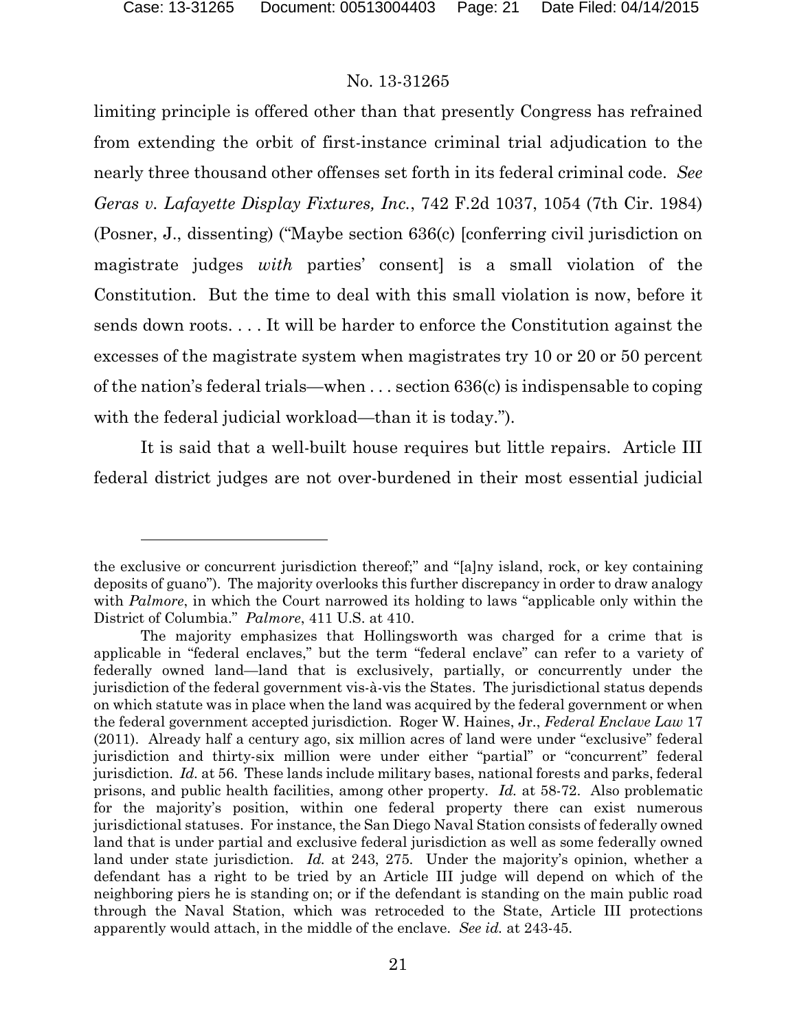limiting principle is offered other than that presently Congress has refrained from extending the orbit of first-instance criminal trial adjudication to the nearly three thousand other offenses set forth in its federal criminal code. *See Geras v. Lafayette Display Fixtures, Inc.*, 742 F.2d 1037, 1054 (7th Cir. 1984) (Posner, J., dissenting) ("Maybe section 636(c) [conferring civil jurisdiction on magistrate judges *with* parties' consent] is a small violation of the Constitution. But the time to deal with this small violation is now, before it sends down roots. . . . It will be harder to enforce the Constitution against the excesses of the magistrate system when magistrates try 10 or 20 or 50 percent of the nation's federal trials—when . . . section 636(c) is indispensable to coping with the federal judicial workload—than it is today.").

It is said that a well-built house requires but little repairs. Article III federal district judges are not over-burdened in their most essential judicial

---

the exclusive or concurrent jurisdiction thereof;" and "[a]ny island, rock, or key containing deposits of guano"). The majority overlooks this further discrepancy in order to draw analogy with *Palmore*, in which the Court narrowed its holding to laws "applicable only within the District of Columbia." *Palmore*, 411 U.S. at 410.

The majority emphasizes that Hollingsworth was charged for a crime that is applicable in "federal enclaves," but the term "federal enclave" can refer to a variety of federally owned land—land that is exclusively, partially, or concurrently under the jurisdiction of the federal government vis-à-vis the States. The jurisdictional status depends on which statute was in place when the land was acquired by the federal government or when the federal government accepted jurisdiction. Roger W. Haines, Jr., *Federal Enclave Law* 17 (2011). Already half a century ago, six million acres of land were under "exclusive" federal jurisdiction and thirty-six million were under either "partial" or "concurrent" federal jurisdiction. *Id.* at 56. These lands include military bases, national forests and parks, federal prisons, and public health facilities, among other property. *Id.* at 58-72. Also problematic for the majority's position, within one federal property there can exist numerous jurisdictional statuses. For instance, the San Diego Naval Station consists of federally owned land that is under partial and exclusive federal jurisdiction as well as some federally owned land under state jurisdiction. *Id.* at 243, 275. Under the majority's opinion, whether a defendant has a right to be tried by an Article III judge will depend on which of the neighboring piers he is standing on; or if the defendant is standing on the main public road through the Naval Station, which was retroceded to the State, Article III protections apparently would attach, in the middle of the enclave. *See id.* at 243-45.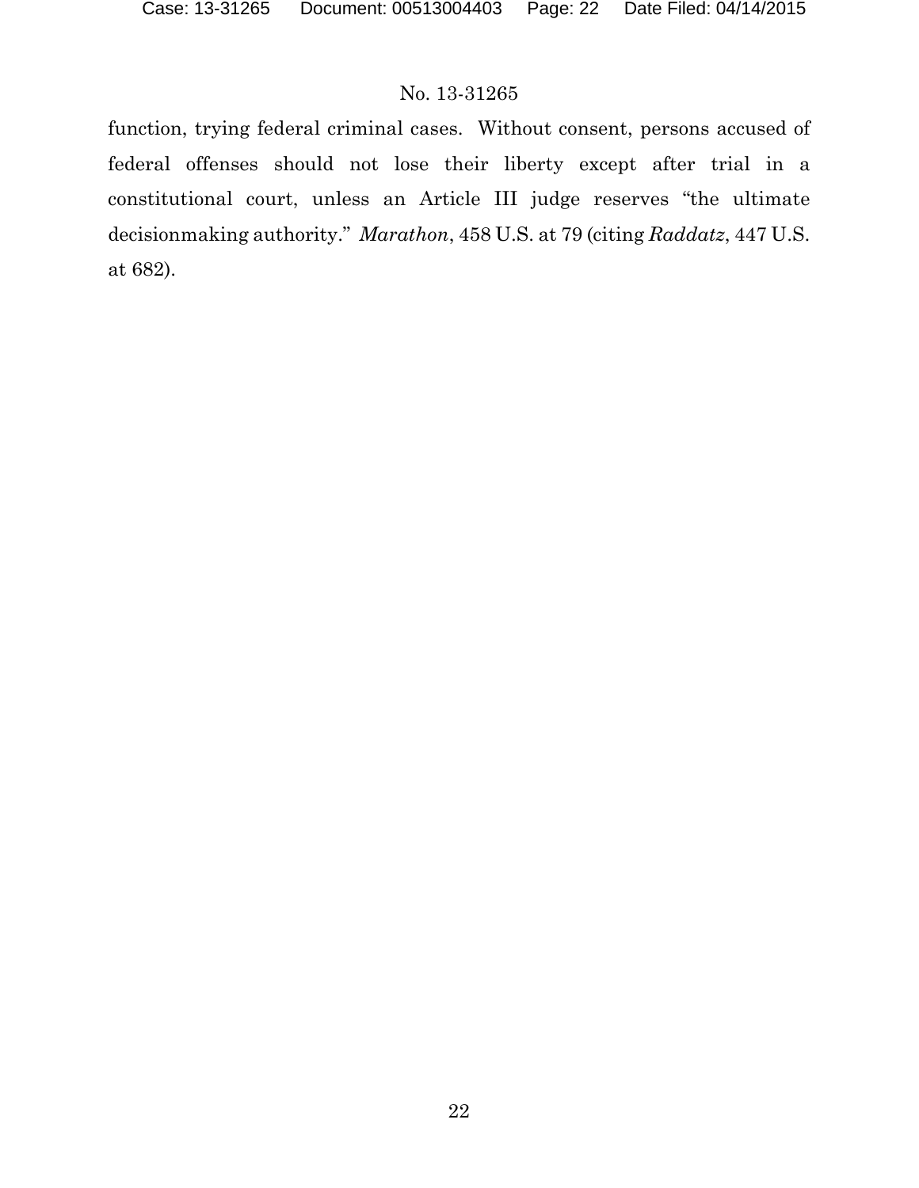function, trying federal criminal cases. Without consent, persons accused of federal offenses should not lose their liberty except after trial in a constitutional court, unless an Article III judge reserves "the ultimate decisionmaking authority." *Marathon*, 458 U.S. at 79 (citing *Raddatz*, 447 U.S. at 682).